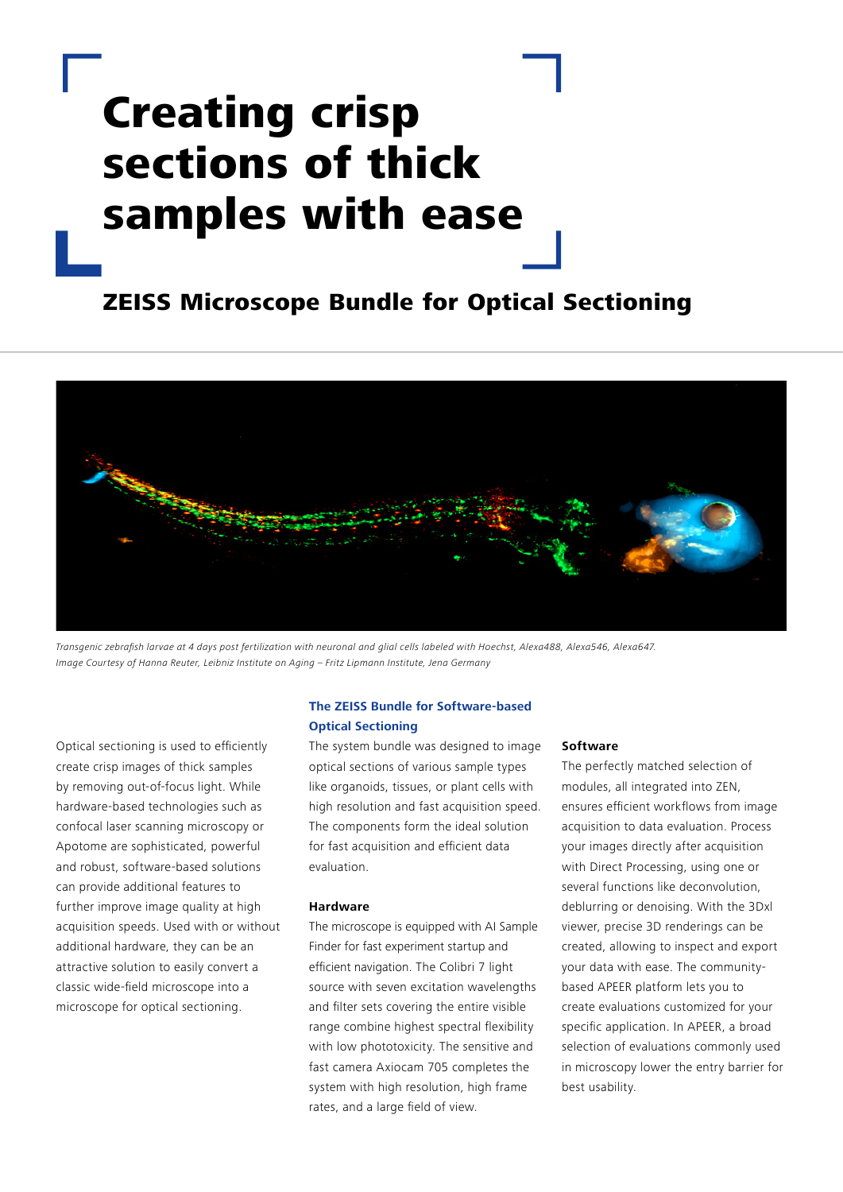# Creating crisp sections of thick samples with ease

## ZEISS Microscope Bundle for Optical Sectioning

*Transgenic zebrafish larvae at 4 days post fertilization with neuronal and glial cells labeled with Hoechst, Alexa488, Alexa546, Alexa647.*
*Image Courtesy of Hanna Reuter, Leibniz Institute on Aging – Fritz Lipmann Institute, Jena Germany*

Optical sectioning is used to efficiently create crisp images of thick samples by removing out-of-focus light. While hardware-based technologies such as confocal laser scanning microscopy or Apotome are sophisticated, powerful and robust, software-based solutions can provide additional features to further improve image quality at high acquisition speeds. Used with or without additional hardware, they can be an attractive solution to easily convert a classic wide-field microscope into a microscope for optical sectioning.

### The ZEISS Bundle for Software-based Optical Sectioning

The system bundle was designed to image optical sections of various sample types like organoids, tissues, or plant cells with high resolution and fast acquisition speed. The components form the ideal solution for fast acquisition and efficient data evaluation.

#### Hardware

The microscope is equipped with AI Sample Finder for fast experiment startup and efficient navigation. The Colibri 7 light source with seven excitation wavelengths and filter sets covering the entire visible range combine highest spectral flexibility with low phototoxicity. The sensitive and fast camera Axiocam 705 completes the system with high resolution, high frame rates, and a large field of view.

#### Software

The perfectly matched selection of modules, all integrated into ZEN, ensures efficient workflows from image acquisition to data evaluation. Process your images directly after acquisition with Direct Processing, using one or several functions like deconvolution, deblurring or denoising. With the 3Dxl viewer, precise 3D renderings can be created, allowing to inspect and export your data with ease. The community-based APEER platform lets you to create evaluations customized for your specific application. In APEER, a broad selection of evaluations commonly used in microscopy lower the entry barrier for best usability.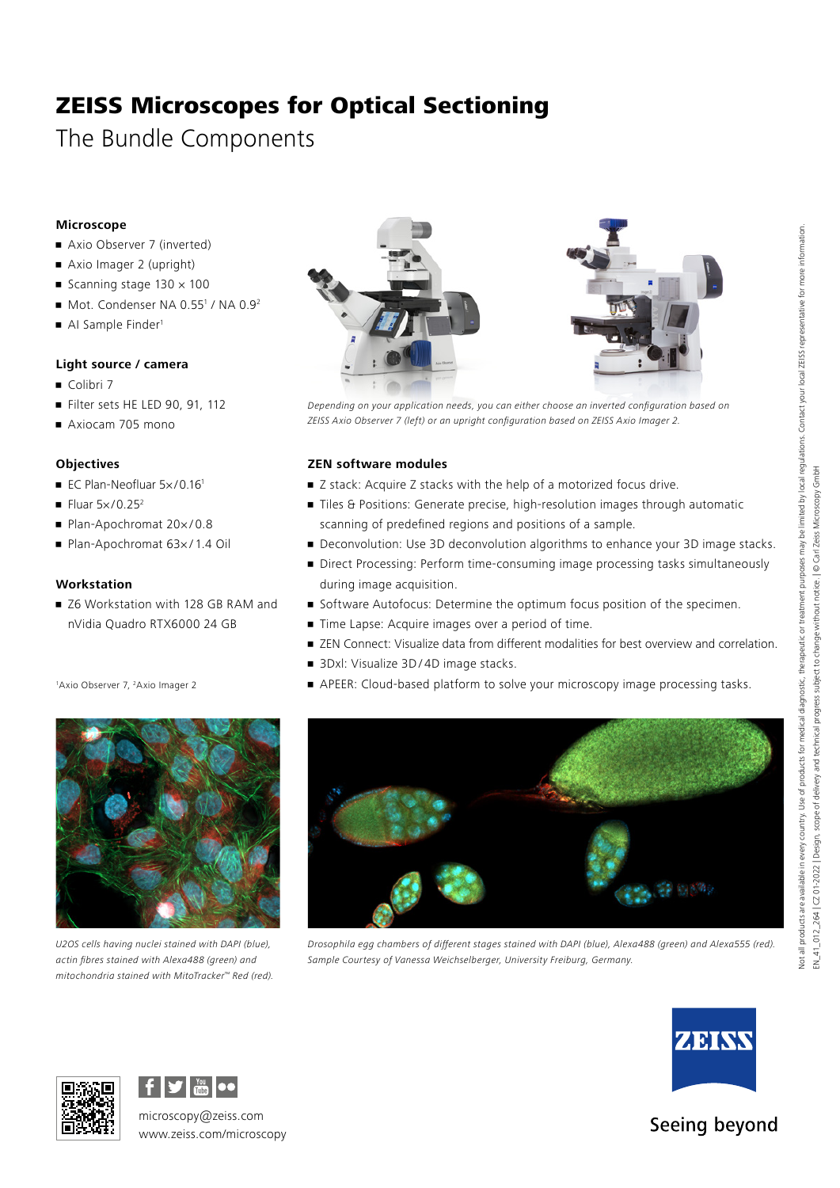# ZEISS Microscopes for Optical Sectioning

## The Bundle Components

### Microscope

- Axio Observer 7 (inverted)
- Axio Imager 2 (upright)
- Scanning stage 130 × 100
- Mot. Condenser NA 0.55[1] / NA 0.9[2]
- AI Sample Finder[1]

### Light source / camera

- Colibri 7
- Filter sets HE LED 90, 91, 112
- Axiocam 705 mono

### Objectives

- EC Plan-Neofluar 5×/0.16[1]
- Fluar 5×/0.25[2]
- Plan-Apochromat 20×/0.8
- Plan-Apochromat 63×/1.4 Oil

### Workstation

- Z6 Workstation with 128 GB RAM and nVidia Quadro RTX6000 24 GB

[1]Axio Observer 7, [2]Axio Imager 2

*Depending on your application needs, you can either choose an inverted configuration based on ZEISS Axio Observer 7 (left) or an upright configuration based on ZEISS Axio Imager 2.*

### ZEN software modules

- Z stack: Acquire Z stacks with the help of a motorized focus drive.
- Tiles & Positions: Generate precise, high-resolution images through automatic scanning of predefined regions and positions of a sample.
- Deconvolution: Use 3D deconvolution algorithms to enhance your 3D image stacks.
- Direct Processing: Perform time-consuming image processing tasks simultaneously during image acquisition.
- Software Autofocus: Determine the optimum focus position of the specimen.
- Time Lapse: Acquire images over a period of time.
- ZEN Connect: Visualize data from different modalities for best overview and correlation.
- 3Dxl: Visualize 3D/4D image stacks.
- APEER: Cloud-based platform to solve your microscopy image processing tasks.

*U2OS cells having nuclei stained with DAPI (blue), actin fibres stained with Alexa488 (green) and mitochondria stained with MitoTracker™ Red (red).*

*Drosophila egg chambers of different stages stained with DAPI (blue), Alexa488 (green) and Alexa555 (red). Sample Courtesy of Vanessa Weichselberger, University Freiburg, Germany.*

microscopy@zeiss.com
www.zeiss.com/microscopy

Seeing beyond

Not all products are available in every country. Use of products for medical diagnostic, therapeutic or treatment purposes may be limited by local regulations. Contact your local ZEISS representative for more information.
EN_41_012_264 | CZ 01-2022 | Design, scope of delivery and technical progress subject to change without notice. | © Carl Zeiss Microscopy GmbH